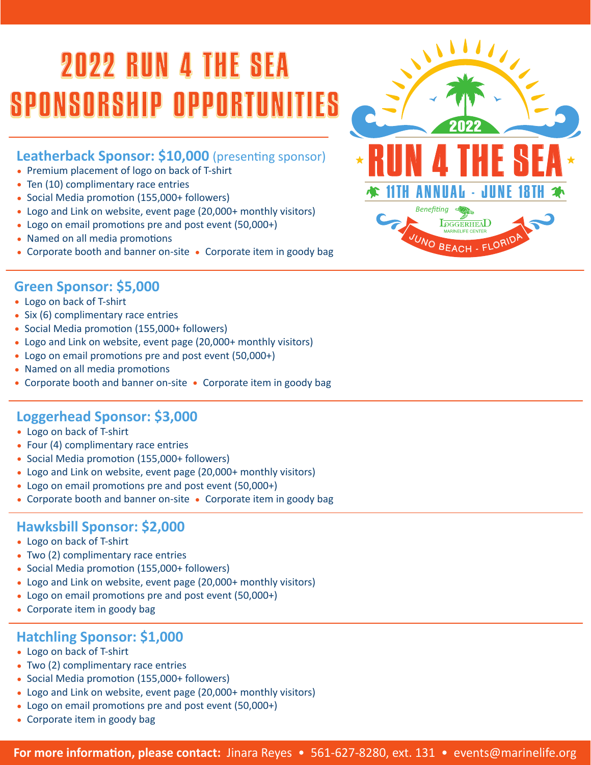# 2022 RUN 4 THE SEA SPONSORSHIP OPPORTUNITIES

2022
RUN 4 THE SEA
11TH ANNUAL - JUNE 18TH
Benefiting
LOGGERHEAD MARINELIFE CENTER
JUNO BEACH - FLORIDA

## Leatherback Sponsor: $10,000 (presenting sponsor)

- Premium placement of logo on back of T-shirt
- Ten (10) complimentary race entries
- Social Media promotion (155,000+ followers)
- Logo and Link on website, event page (20,000+ monthly visitors)
- Logo on email promotions pre and post event (50,000+)
- Named on all media promotions
- Corporate booth and banner on-site
- Corporate item in goody bag

## Green Sponsor: $5,000

- Logo on back of T-shirt
- Six (6) complimentary race entries
- Social Media promotion (155,000+ followers)
- Logo and Link on website, event page (20,000+ monthly visitors)
- Logo on email promotions pre and post event (50,000+)
- Named on all media promotions
- Corporate booth and banner on-site
- Corporate item in goody bag

## Loggerhead Sponsor: $3,000

- Logo on back of T-shirt
- Four (4) complimentary race entries
- Social Media promotion (155,000+ followers)
- Logo and Link on website, event page (20,000+ monthly visitors)
- Logo on email promotions pre and post event (50,000+)
- Corporate booth and banner on-site
- Corporate item in goody bag

## Hawksbill Sponsor: $2,000

- Logo on back of T-shirt
- Two (2) complimentary race entries
- Social Media promotion (155,000+ followers)
- Logo and Link on website, event page (20,000+ monthly visitors)
- Logo on email promotions pre and post event (50,000+)
- Corporate item in goody bag

## Hatchling Sponsor: $1,000

- Logo on back of T-shirt
- Two (2) complimentary race entries
- Social Media promotion (155,000+ followers)
- Logo and Link on website, event page (20,000+ monthly visitors)
- Logo on email promotions pre and post event (50,000+)
- Corporate item in goody bag

**For more information, please contact:** Jinara Reyes • 561-627-8280, ext. 131 • events@marinelife.org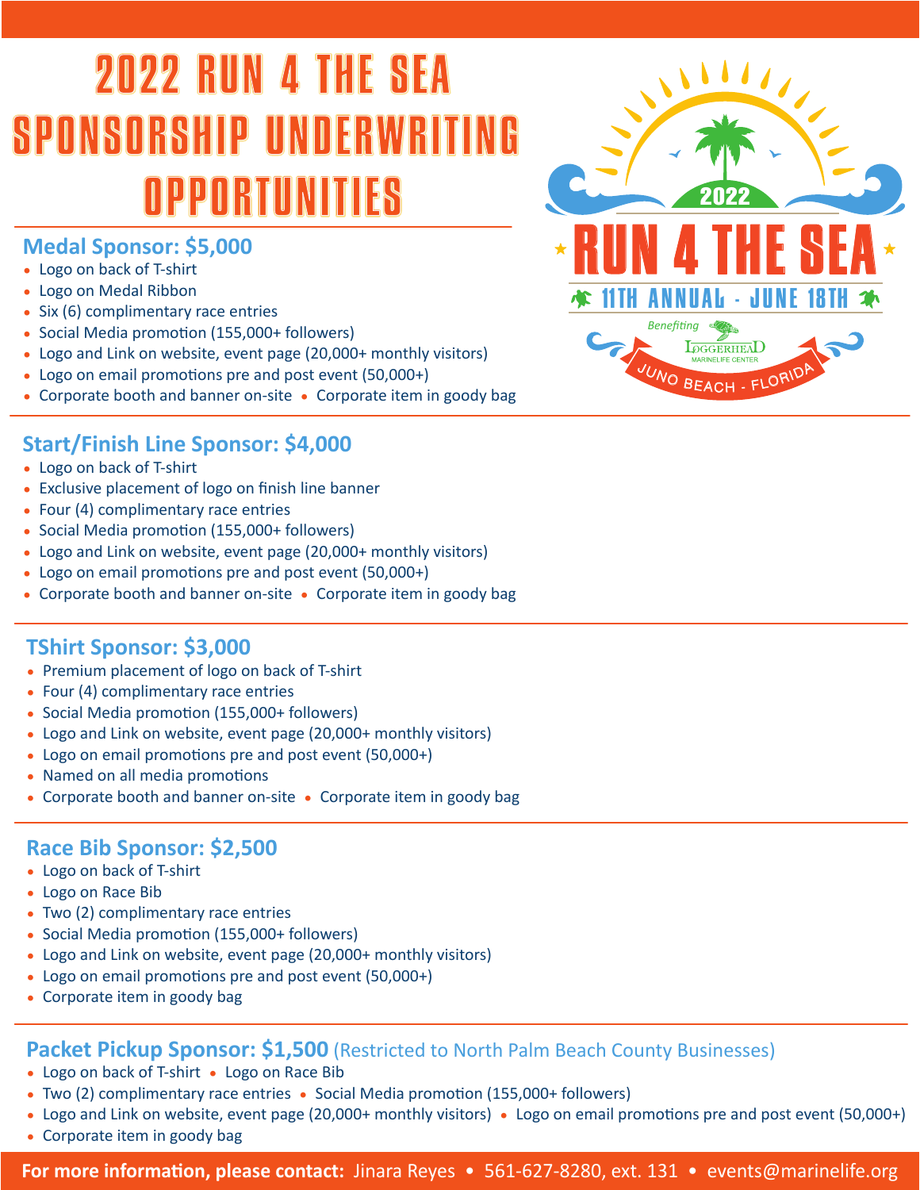# 2022 RUN 4 THE SEA SPONSORSHIP UNDERWRITING OPPORTUNITIES

2022
RUN 4 THE SEA
11TH ANNUAL - JUNE 18TH
Benefiting
LOGGERHEAD MARINELIFE CENTER
JUNO BEACH - FLORIDA

## Medal Sponsor: $5,000

- Logo on back of T-shirt
- Logo on Medal Ribbon
- Six (6) complimentary race entries
- Social Media promotion (155,000+ followers)
- Logo and Link on website, event page (20,000+ monthly visitors)
- Logo on email promotions pre and post event (50,000+)
- Corporate booth and banner on-site
- Corporate item in goody bag

## Start/Finish Line Sponsor: $4,000

- Logo on back of T-shirt
- Exclusive placement of logo on finish line banner
- Four (4) complimentary race entries
- Social Media promotion (155,000+ followers)
- Logo and Link on website, event page (20,000+ monthly visitors)
- Logo on email promotions pre and post event (50,000+)
- Corporate booth and banner on-site
- Corporate item in goody bag

## TShirt Sponsor: $3,000

- Premium placement of logo on back of T-shirt
- Four (4) complimentary race entries
- Social Media promotion (155,000+ followers)
- Logo and Link on website, event page (20,000+ monthly visitors)
- Logo on email promotions pre and post event (50,000+)
- Named on all media promotions
- Corporate booth and banner on-site
- Corporate item in goody bag

## Race Bib Sponsor: $2,500

- Logo on back of T-shirt
- Logo on Race Bib
- Two (2) complimentary race entries
- Social Media promotion (155,000+ followers)
- Logo and Link on website, event page (20,000+ monthly visitors)
- Logo on email promotions pre and post event (50,000+)
- Corporate item in goody bag

## Packet Pickup Sponsor: $1,500 (Restricted to North Palm Beach County Businesses)

- Logo on back of T-shirt
- Logo on Race Bib
- Two (2) complimentary race entries
- Social Media promotion (155,000+ followers)
- Logo and Link on website, event page (20,000+ monthly visitors)
- Logo on email promotions pre and post event (50,000+)
- Corporate item in goody bag

**For more information, please contact:** Jinara Reyes • 561-627-8280, ext. 131 • events@marinelife.org